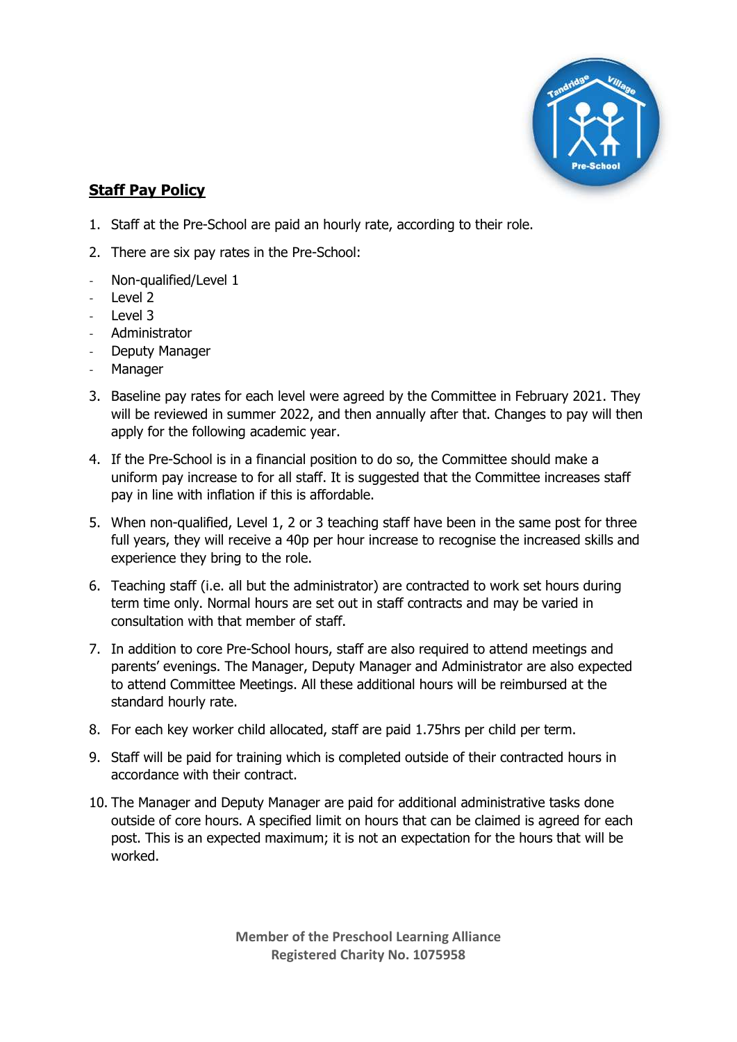## Staff Pay Policy

1. Staff at the Pre-School are paid an hourly rate, according to their role.
2. There are six pay rates in the Pre-School:

- Non-qualified/Level 1
- Level 2
- Level 3
- Administrator
- Deputy Manager
- Manager

3. Baseline pay rates for each level were agreed by the Committee in February 2021. They will be reviewed in summer 2022, and then annually after that. Changes to pay will then apply for the following academic year.
4. If the Pre-School is in a financial position to do so, the Committee should make a uniform pay increase to for all staff. It is suggested that the Committee increases staff pay in line with inflation if this is affordable.
5. When non-qualified, Level 1, 2 or 3 teaching staff have been in the same post for three full years, they will receive a 40p per hour increase to recognise the increased skills and experience they bring to the role.
6. Teaching staff (i.e. all but the administrator) are contracted to work set hours during term time only. Normal hours are set out in staff contracts and may be varied in consultation with that member of staff.
7. In addition to core Pre-School hours, staff are also required to attend meetings and parents' evenings. The Manager, Deputy Manager and Administrator are also expected to attend Committee Meetings. All these additional hours will be reimbursed at the standard hourly rate.
8. For each key worker child allocated, staff are paid 1.75hrs per child per term.
9. Staff will be paid for training which is completed outside of their contracted hours in accordance with their contract.
10. The Manager and Deputy Manager are paid for additional administrative tasks done outside of core hours. A specified limit on hours that can be claimed is agreed for each post. This is an expected maximum; it is not an expectation for the hours that will be worked.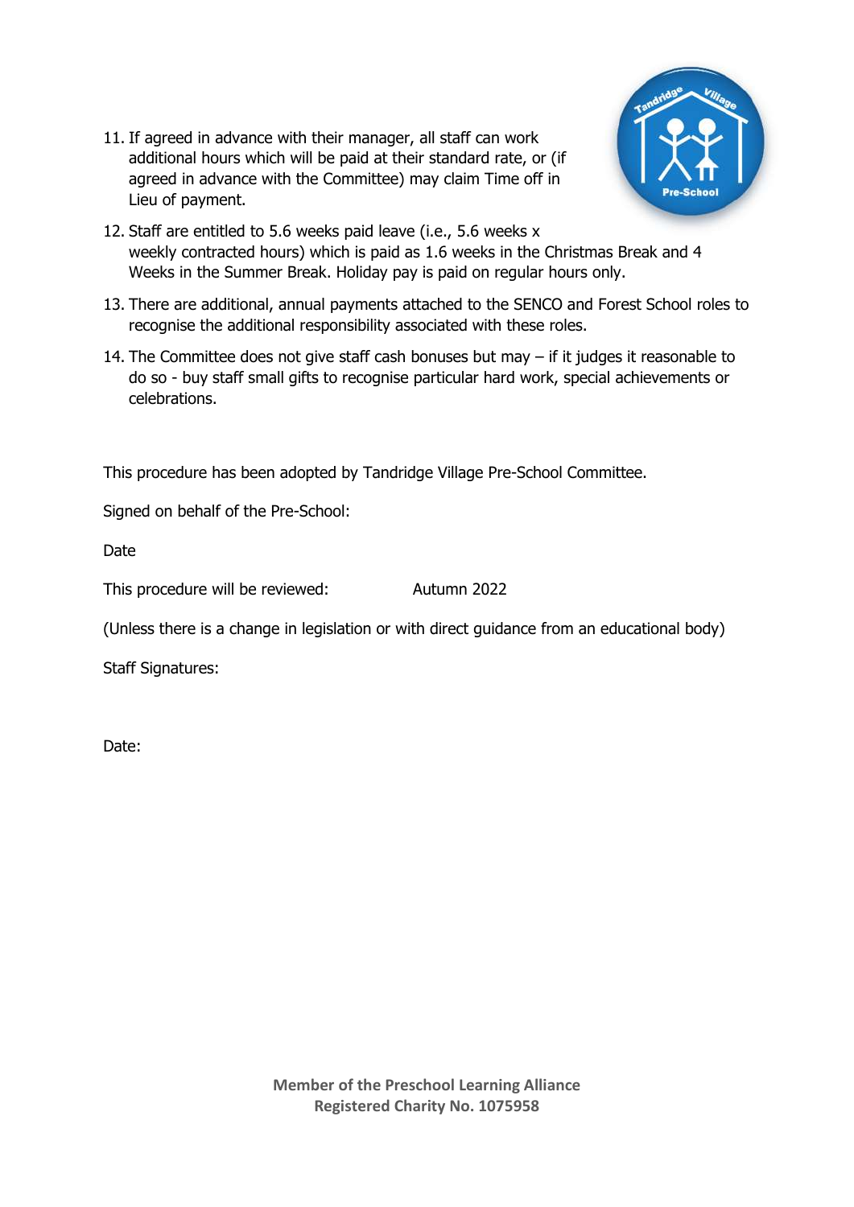11. If agreed in advance with their manager, all staff can work additional hours which will be paid at their standard rate, or (if agreed in advance with the Committee) may claim Time off in Lieu of payment.
12. Staff are entitled to 5.6 weeks paid leave (i.e., 5.6 weeks x weekly contracted hours) which is paid as 1.6 weeks in the Christmas Break and 4 Weeks in the Summer Break. Holiday pay is paid on regular hours only.
13. There are additional, annual payments attached to the SENCO and Forest School roles to recognise the additional responsibility associated with these roles.
14. The Committee does not give staff cash bonuses but may – if it judges it reasonable to do so - buy staff small gifts to recognise particular hard work, special achievements or celebrations.

This procedure has been adopted by Tandridge Village Pre-School Committee.

Signed on behalf of the Pre-School:

Date

This procedure will be reviewed: Autumn 2022

(Unless there is a change in legislation or with direct guidance from an educational body)

Staff Signatures:

Date:

**Member of the Preschool Learning Alliance**
**Registered Charity No. 1075958**